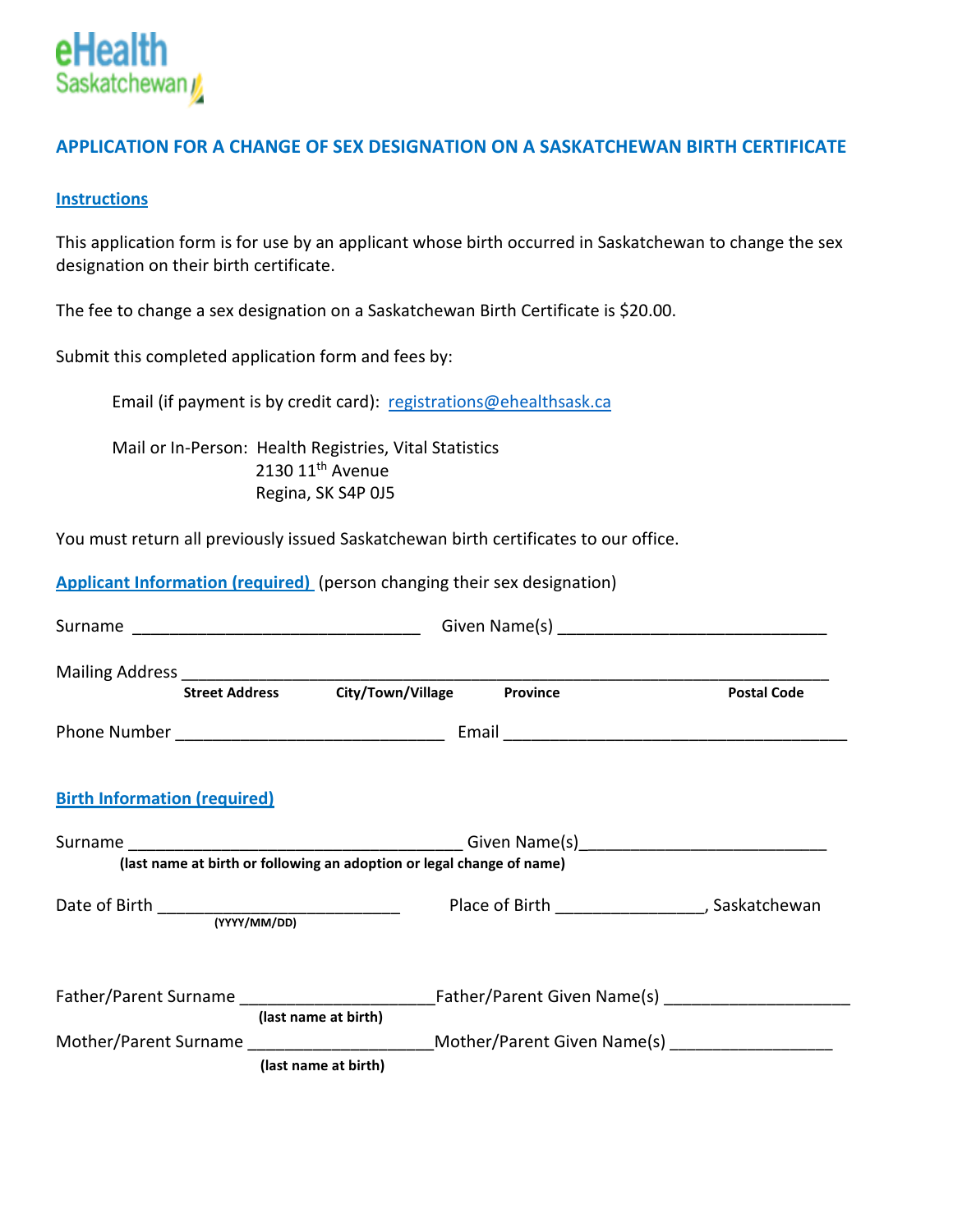eHealth Saskatchewan

# APPLICATION FOR A CHANGE OF SEX DESIGNATION ON A SASKATCHEWAN BIRTH CERTIFICATE

## Instructions

This application form is for use by an applicant whose birth occurred in Saskatchewan to change the sex designation on their birth certificate.

The fee to change a sex designation on a Saskatchewan Birth Certificate is $20.00.

Submit this completed application form and fees by:

Email (if payment is by credit card): registrations@ehealthsask.ca

Mail or In-Person: Health Registries, Vital Statistics
2130 11th Avenue
Regina, SK S4P 0J5

You must return all previously issued Saskatchewan birth certificates to our office.

## Applicant Information (required) (person changing their sex designation)

Surname ______________________________ Given Name(s) ______________________________

Mailing Address ______________________________________________________________________
**Street Address** **City/Town/Village** **Province** **Postal Code**

Phone Number ______________________________ Email ______________________________

## Birth Information (required)

Surname ______________________________ Given Name(s) ______________________________
**(last name at birth or following an adoption or legal change of name)**

Date of Birth ______________________________ Place of Birth ________________, Saskatchewan
**(YYYY/MM/DD)**

Father/Parent Surname ____________________ Father/Parent Given Name(s) ____________________
**(last name at birth)**

Mother/Parent Surname ____________________ Mother/Parent Given Name(s) ____________________
**(last name at birth)**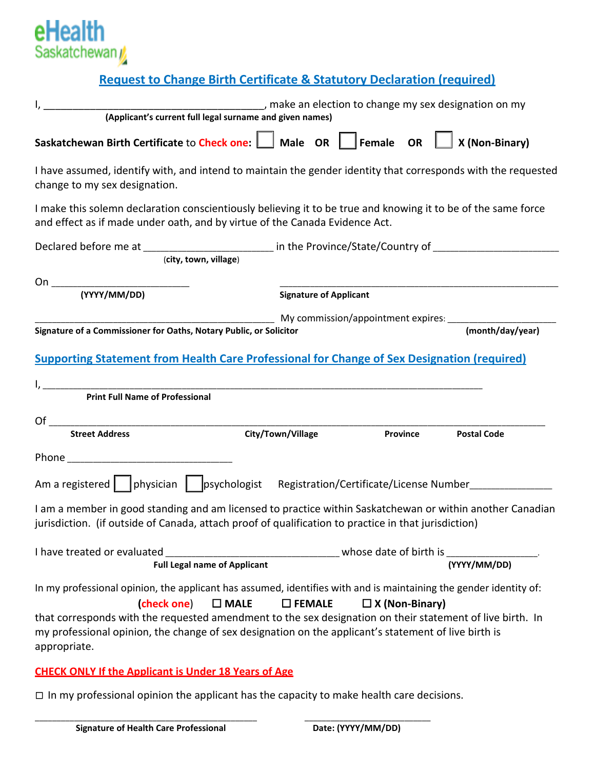eHealth Saskatchewan

## Request to Change Birth Certificate & Statutory Declaration (required)

I, ________________________________________, make an election to change my sex designation on my
**(Applicant's current full legal surname and given names)**

**Saskatchewan Birth Certificate** to **Check one:** ☐ **Male OR** ☐ **Female OR** ☐ **X (Non-Binary)**

I have assumed, identify with, and intend to maintain the gender identity that corresponds with the requested change to my sex designation.

I make this solemn declaration conscientiously believing it to be true and knowing it to be of the same force and effect as if made under oath, and by virtue of the Canada Evidence Act.

Declared before me at _______________________ in the Province/State/Country of ______________________
(**city, town, village**)

On _________________________ _________________________________________________
**(YYYY/MM/DD)** **Signature of Applicant**

_____________________________________________ My commission/appointment expires: ____________________
**Signature of a Commissioner for Oaths, Notary Public, or Solicitor** **(month/day/year)**

## Supporting Statement from Health Care Professional for Change of Sex Designation (required)

I, _______________________________________________________________________________
**Print Full Name of Professional**

Of ________________________________________________________________________________
**Street Address** **City/Town/Village** **Province** **Postal Code**

Phone ______________________________

Am a registered ☐ physician ☐ psychologist Registration/Certificate/License Number______________

I am a member in good standing and am licensed to practice within Saskatchewan or within another Canadian jurisdiction. (if outside of Canada, attach proof of qualification to practice in that jurisdiction)

I have treated or evaluated _______________________________ whose date of birth is ________________.
**Full Legal name of Applicant** **(YYYY/MM/DD)**

In my professional opinion, the applicant has assumed, identifies with and is maintaining the gender identity of:
**(check one)** ☐ **MALE** ☐ **FEMALE** ☐ **X (Non-Binary)**
that corresponds with the requested amendment to the sex designation on their statement of live birth. In my professional opinion, the change of sex designation on the applicant's statement of live birth is appropriate.

**CHECK ONLY If the Applicant is Under 18 Years of Age**

☐ In my professional opinion the applicant has the capacity to make health care decisions.

________________________________________ ________________________
**Signature of Health Care Professional** **Date: (YYYY/MM/DD)**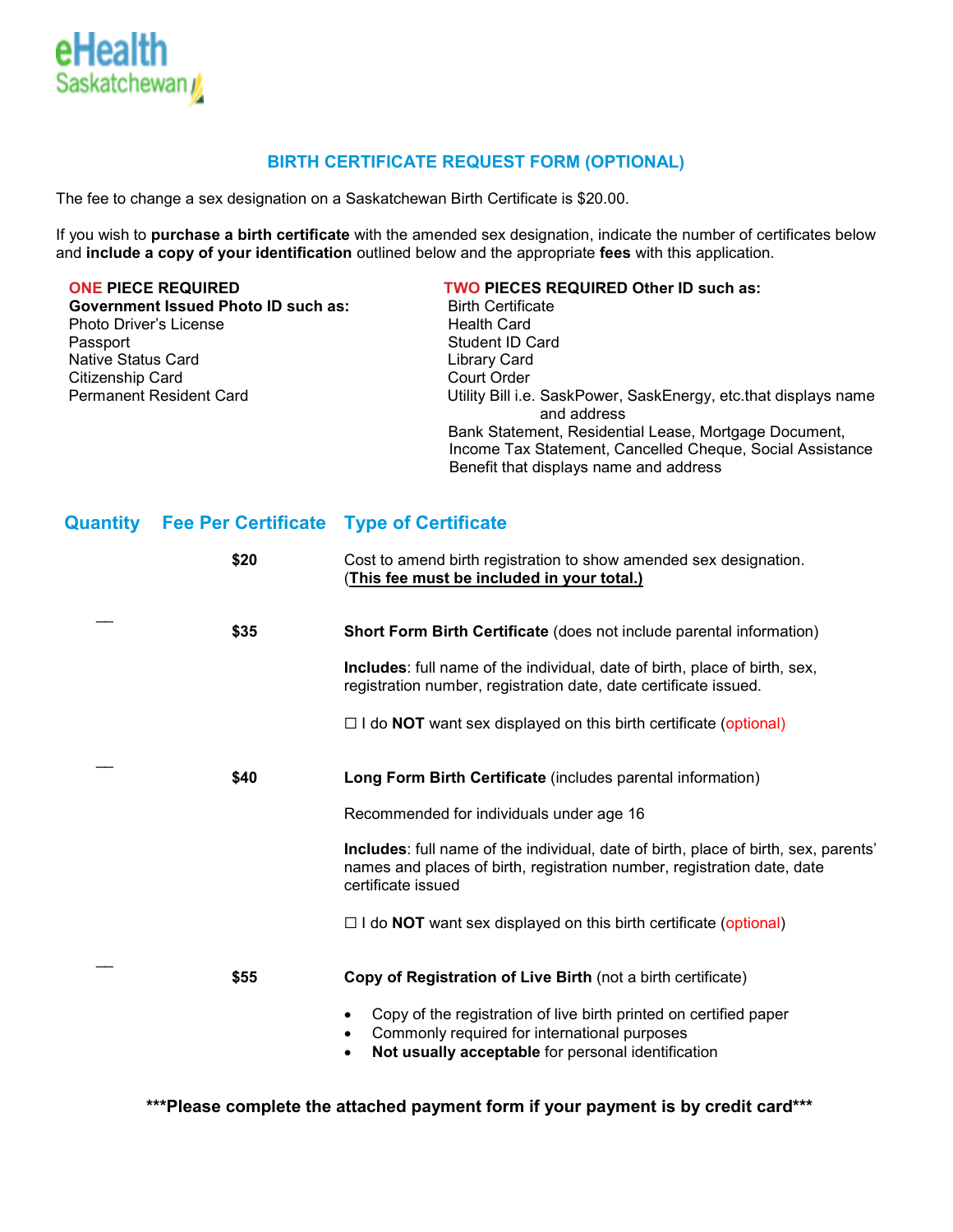eHealth Saskatchewan

## BIRTH CERTIFICATE REQUEST FORM (OPTIONAL)

The fee to change a sex designation on a Saskatchewan Birth Certificate is $20.00.

If you wish to **purchase a birth certificate** with the amended sex designation, indicate the number of certificates below and **include a copy of your identification** outlined below and the appropriate **fees** with this application.

**ONE PIECE REQUIRED**
**Government Issued Photo ID such as:**
Photo Driver's License
Passport
Native Status Card
Citizenship Card
Permanent Resident Card

**TWO PIECES REQUIRED Other ID such as:**
Birth Certificate
Health Card
Student ID Card
Library Card
Court Order
Utility Bill i.e. SaskPower, SaskEnergy, etc.that displays name and address
Bank Statement, Residential Lease, Mortgage Document, Income Tax Statement, Cancelled Cheque, Social Assistance Benefit that displays name and address

| Quantity | Fee Per Certificate | Type of Certificate |
|---|---|---|
| | **$20** | Cost to amend birth registration to show amended sex designation. (**This fee must be included in your total.)** |
| ___ | **$35** | **Short Form Birth Certificate** (does not include parental information)<br><br>**Includes**: full name of the individual, date of birth, place of birth, sex, registration number, registration date, date certificate issued.<br><br>☐ I do **NOT** want sex displayed on this birth certificate (optional) |
| ___ | **$40** | **Long Form Birth Certificate** (includes parental information)<br><br>Recommended for individuals under age 16<br><br>**Includes**: full name of the individual, date of birth, place of birth, sex, parents' names and places of birth, registration number, registration date, date certificate issued<br><br>☐ I do **NOT** want sex displayed on this birth certificate (optional) |
| ___ | **$55** | **Copy of Registration of Live Birth** (not a birth certificate)<br>• Copy of the registration of live birth printed on certified paper<br>• Commonly required for international purposes<br>• **Not usually acceptable** for personal identification |

**\*\*\*Please complete the attached payment form if your payment is by credit card\*\*\***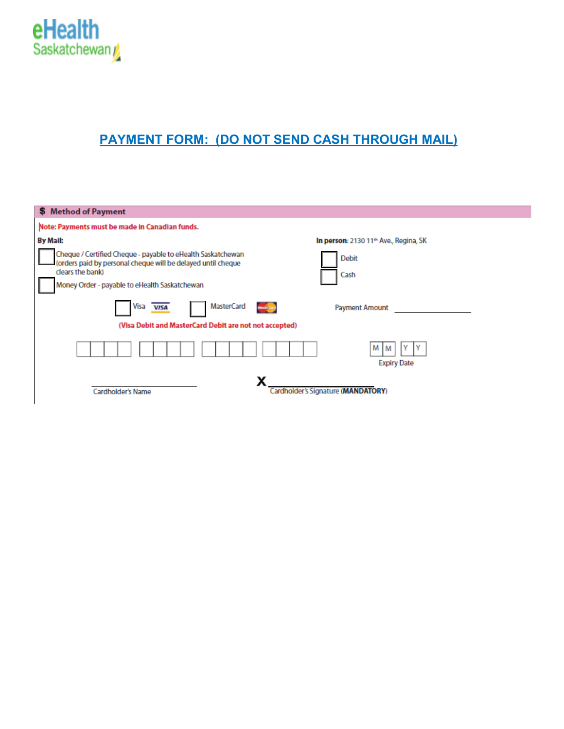eHealth Saskatchewan

## PAYMENT FORM: (DO NOT SEND CASH THROUGH MAIL)

### $ Method of Payment

**Note: Payments must be made in Canadian funds.**

**By Mail:**

☐ Cheque / Certified Cheque - payable to eHealth Saskatchewan (orders paid by personal cheque will be delayed until cheque clears the bank)

☐ Money Order - payable to eHealth Saskatchewan

**In person:** 2130 11th Ave., Regina, SK

☐ Debit

☐ Cash

☐ Visa ☐ MasterCard

**(Visa Debit and MasterCard Debit are not not accepted)**

Payment Amount ________________

☐☐☐☐ ☐☐☐☐ ☐☐☐☐ ☐☐☐☐

M M Y Y
Expiry Date

________________
Cardholder's Name

X ________________
Cardholder's Signature (**MANDATORY**)